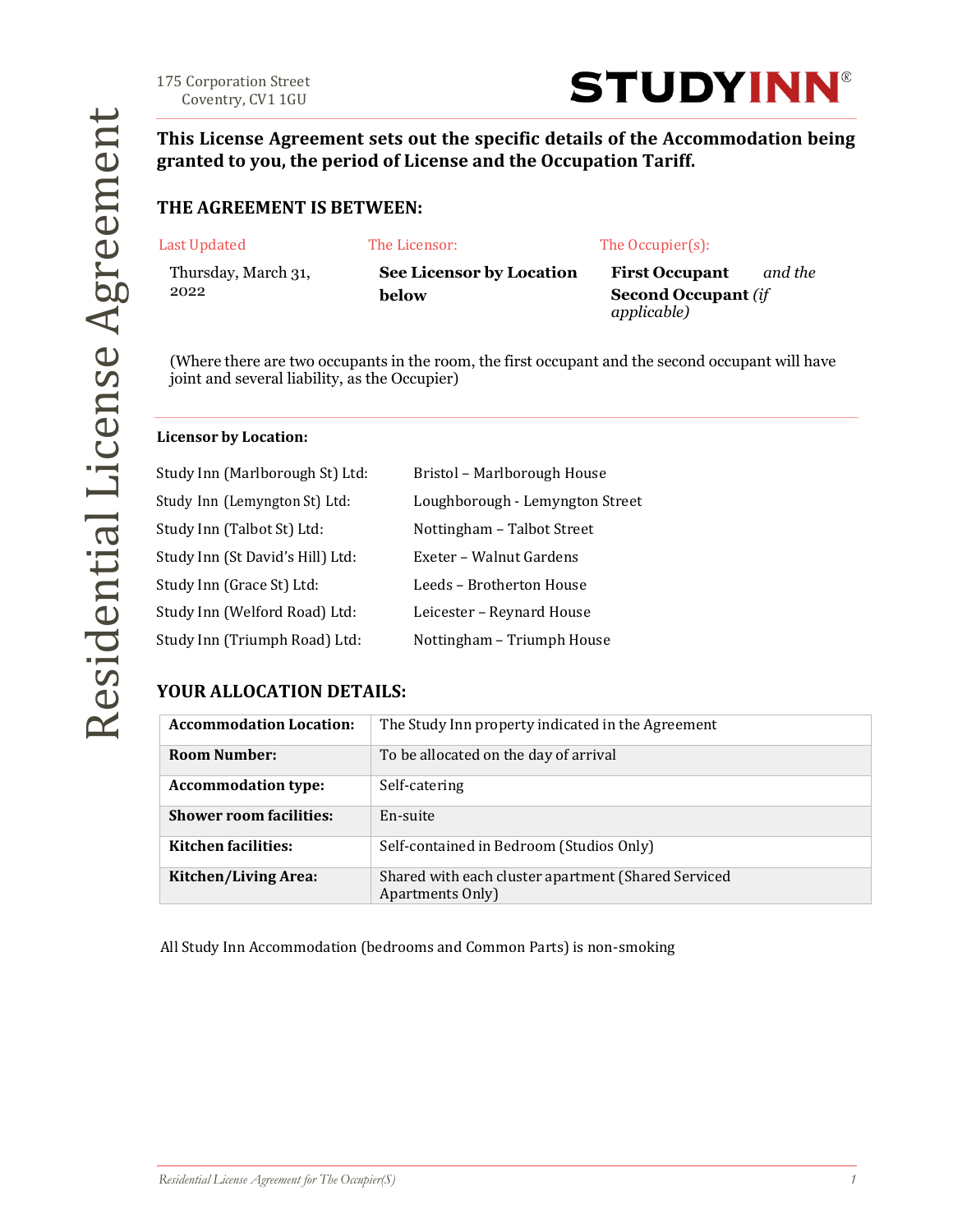175 Corporation Street
Coventry, CV1 1GU

**STUDYINN®**

# Residential License Agreement

**This License Agreement sets out the specific details of the Accommodation being granted to you, the period of License and the Occupation Tariff.**

## THE AGREEMENT IS BETWEEN:

| Last Updated | The Licensor: | The Occupier(s): |
|---|---|---|
| Thursday, March 31, 2022 | **See Licensor by Location below** | **First Occupant** *and the* **Second Occupant** *(if applicable)* |

(Where there are two occupants in the room, the first occupant and the second occupant will have joint and several liability, as the Occupier)

**Licensor by Location:**

| | |
|---|---|
| Study Inn (Marlborough St) Ltd: | Bristol – Marlborough House |
| Study Inn (Lemyngton St) Ltd: | Loughborough - Lemyngton Street |
| Study Inn (Talbot St) Ltd: | Nottingham – Talbot Street |
| Study Inn (St David's Hill) Ltd: | Exeter – Walnut Gardens |
| Study Inn (Grace St) Ltd: | Leeds – Brotherton House |
| Study Inn (Welford Road) Ltd: | Leicester – Reynard House |
| Study Inn (Triumph Road) Ltd: | Nottingham – Triumph House |

## YOUR ALLOCATION DETAILS:

| | |
|---|---|
| **Accommodation Location:** | The Study Inn property indicated in the Agreement |
| **Room Number:** | To be allocated on the day of arrival |
| **Accommodation type:** | Self-catering |
| **Shower room facilities:** | En-suite |
| **Kitchen facilities:** | Self-contained in Bedroom (Studios Only) |
| **Kitchen/Living Area:** | Shared with each cluster apartment (Shared Serviced Apartments Only) |

All Study Inn Accommodation (bedrooms and Common Parts) is non-smoking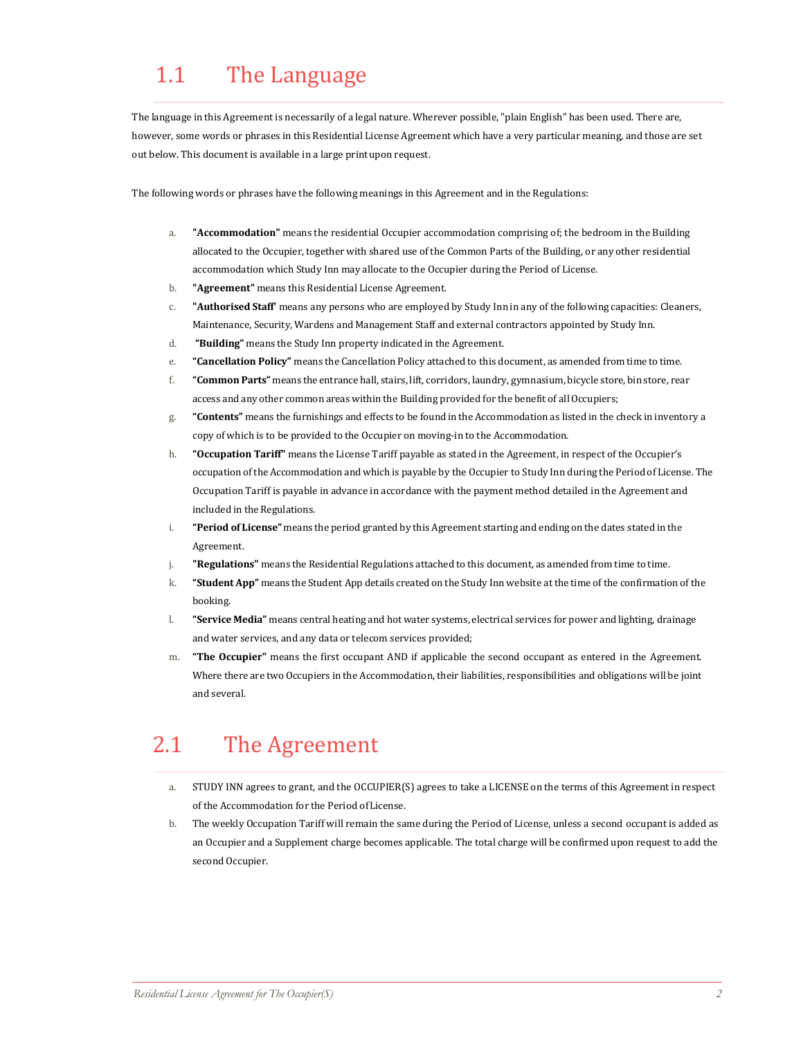## 1.1 The Language

The language in this Agreement is necessarily of a legal nature. Wherever possible, "plain English" has been used. There are, however, some words or phrases in this Residential License Agreement which have a very particular meaning, and those are set out below. This document is available in a large print upon request.

The following words or phrases have the following meanings in this Agreement and in the Regulations:

a. **"Accommodation"** means the residential Occupier accommodation comprising of; the bedroom in the Building allocated to the Occupier, together with shared use of the Common Parts of the Building, or any other residential accommodation which Study Inn may allocate to the Occupier during the Period of License.
b. **"Agreement"** means this Residential License Agreement.
c. **"Authorised Staff'** means any persons who are employed by Study Inn in any of the following capacities: Cleaners, Maintenance, Security, Wardens and Management Staff and external contractors appointed by Study Inn.
d. **"Building"** means the Study Inn property indicated in the Agreement.
e. **"Cancellation Policy"** means the Cancellation Policy attached to this document, as amended from time to time.
f. **"Common Parts"** means the entrance hall, stairs, lift, corridors, laundry, gymnasium, bicycle store, bin store, rear access and any other common areas within the Building provided for the benefit of all Occupiers;
g. **"Contents"** means the furnishings and effects to be found in the Accommodation as listed in the check in inventory a copy of which is to be provided to the Occupier on moving-in to the Accommodation.
h. **"Occupation Tariff"** means the License Tariff payable as stated in the Agreement, in respect of the Occupier's occupation of the Accommodation and which is payable by the Occupier to Study Inn during the Period of License. The Occupation Tariff is payable in advance in accordance with the payment method detailed in the Agreement and included in the Regulations.
i. **"Period of License"** means the period granted by this Agreement starting and ending on the dates stated in the Agreement.
j. **"Regulations"** means the Residential Regulations attached to this document, as amended from time to time.
k. **"Student App"** means the Student App details created on the Study Inn website at the time of the confirmation of the booking.
l. **"Service Media"** means central heating and hot water systems, electrical services for power and lighting, drainage and water services, and any data or telecom services provided;
m. **"The Occupier"** means the first occupant AND if applicable the second occupant as entered in the Agreement. Where there are two Occupiers in the Accommodation, their liabilities, responsibilities and obligations will be joint and several.

## 2.1 The Agreement

a. STUDY INN agrees to grant, and the OCCUPIER(S) agrees to take a LICENSE on the terms of this Agreement in respect of the Accommodation for the Period of License.
b. The weekly Occupation Tariff will remain the same during the Period of License, unless a second occupant is added as an Occupier and a Supplement charge becomes applicable. The total charge will be confirmed upon request to add the second Occupier.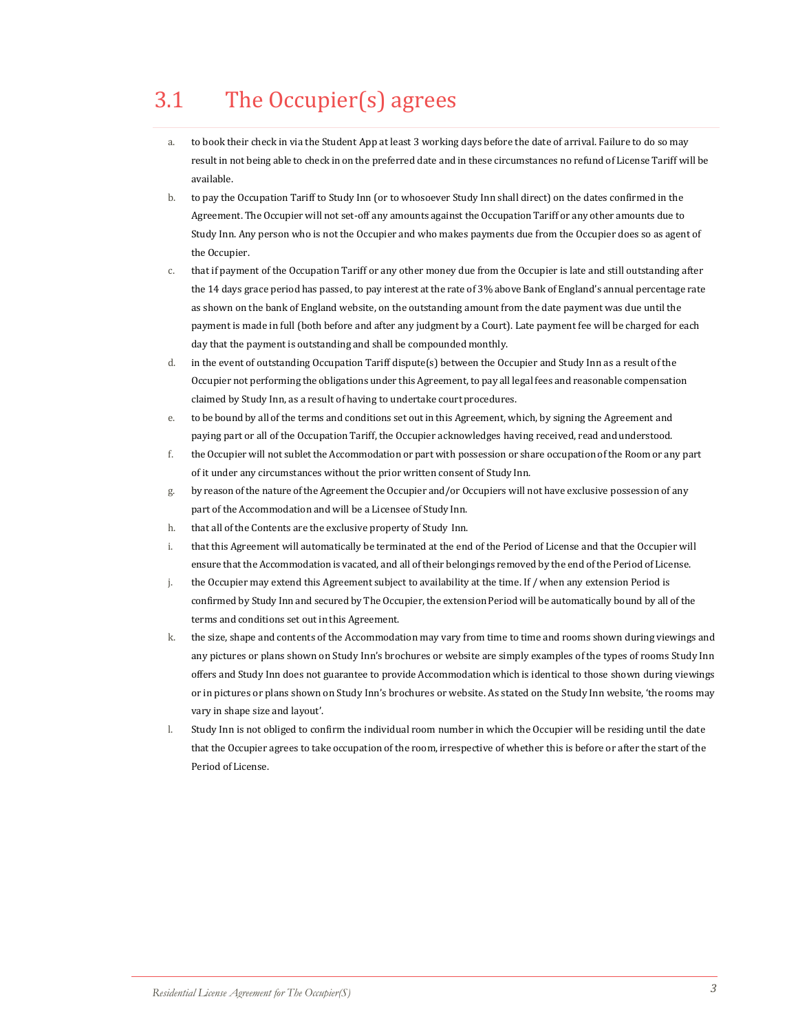## 3.1 The Occupier(s) agrees

a. to book their check in via the Student App at least 3 working days before the date of arrival. Failure to do so may result in not being able to check in on the preferred date and in these circumstances no refund of License Tariff will be available.

b. to pay the Occupation Tariff to Study Inn (or to whosoever Study Inn shall direct) on the dates confirmed in the Agreement. The Occupier will not set-off any amounts against the Occupation Tariff or any other amounts due to Study Inn. Any person who is not the Occupier and who makes payments due from the Occupier does so as agent of the Occupier.

c. that if payment of the Occupation Tariff or any other money due from the Occupier is late and still outstanding after the 14 days grace period has passed, to pay interest at the rate of 3% above Bank of England's annual percentage rate as shown on the bank of England website, on the outstanding amount from the date payment was due until the payment is made in full (both before and after any judgment by a Court). Late payment fee will be charged for each day that the payment is outstanding and shall be compounded monthly.

d. in the event of outstanding Occupation Tariff dispute(s) between the Occupier and Study Inn as a result of the Occupier not performing the obligations under this Agreement, to pay all legal fees and reasonable compensation claimed by Study Inn, as a result of having to undertake court procedures.

e. to be bound by all of the terms and conditions set out in this Agreement, which, by signing the Agreement and paying part or all of the Occupation Tariff, the Occupier acknowledges having received, read and understood.

f. the Occupier will not sublet the Accommodation or part with possession or share occupation of the Room or any part of it under any circumstances without the prior written consent of Study Inn.

g. by reason of the nature of the Agreement the Occupier and/or Occupiers will not have exclusive possession of any part of the Accommodation and will be a Licensee of Study Inn.

h. that all of the Contents are the exclusive property of Study Inn.

i. that this Agreement will automatically be terminated at the end of the Period of License and that the Occupier will ensure that the Accommodation is vacated, and all of their belongings removed by the end of the Period of License.

j. the Occupier may extend this Agreement subject to availability at the time. If / when any extension Period is confirmed by Study Inn and secured by The Occupier, the extension Period will be automatically bound by all of the terms and conditions set out in this Agreement.

k. the size, shape and contents of the Accommodation may vary from time to time and rooms shown during viewings and any pictures or plans shown on Study Inn's brochures or website are simply examples of the types of rooms Study Inn offers and Study Inn does not guarantee to provide Accommodation which is identical to those shown during viewings or in pictures or plans shown on Study Inn's brochures or website. As stated on the Study Inn website, 'the rooms may vary in shape size and layout'.

l. Study Inn is not obliged to confirm the individual room number in which the Occupier will be residing until the date that the Occupier agrees to take occupation of the room, irrespective of whether this is before or after the start of the Period of License.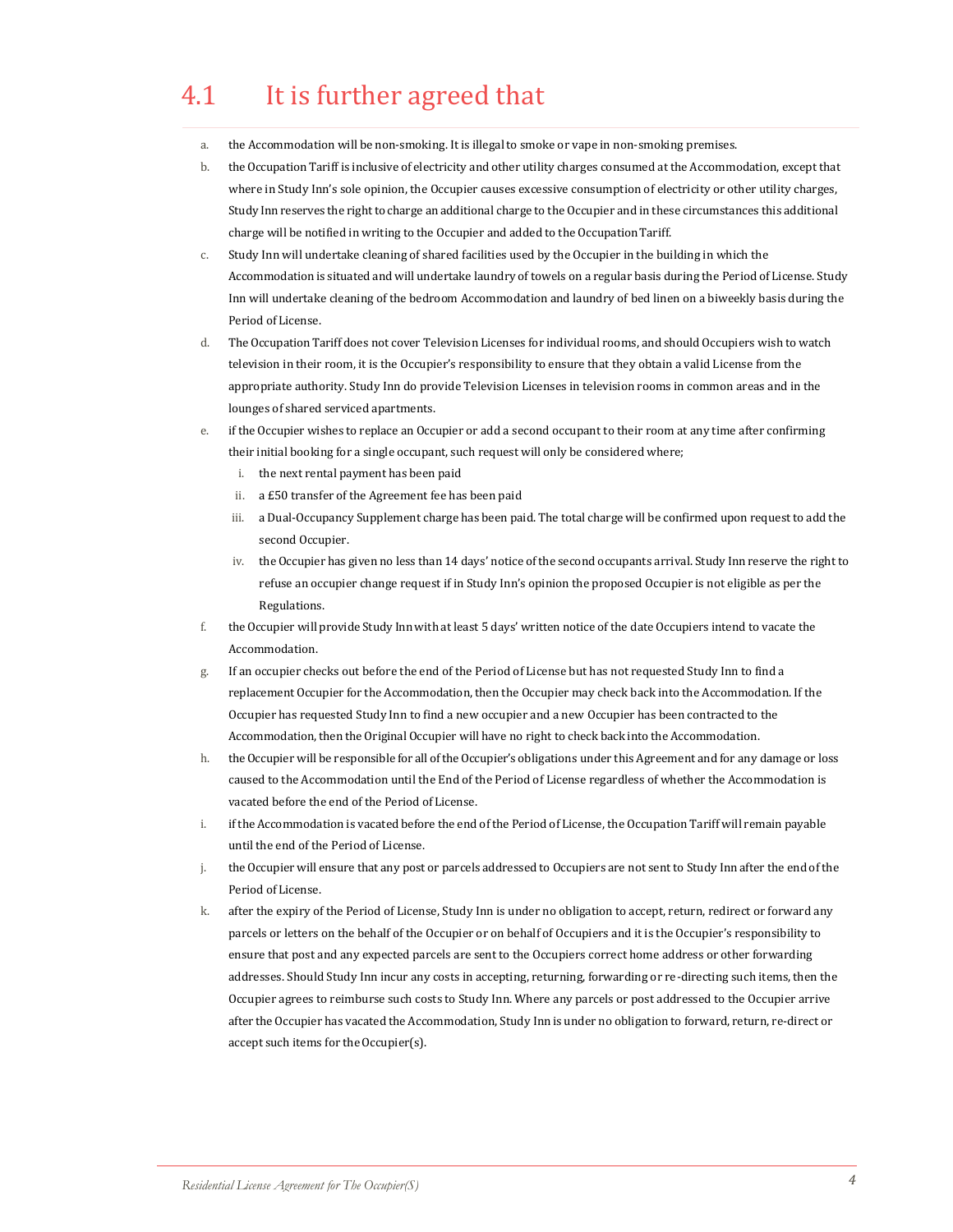## 4.1 It is further agreed that

a. the Accommodation will be non-smoking. It is illegal to smoke or vape in non-smoking premises.

b. the Occupation Tariff is inclusive of electricity and other utility charges consumed at the Accommodation, except that where in Study Inn's sole opinion, the Occupier causes excessive consumption of electricity or other utility charges, Study Inn reserves the right to charge an additional charge to the Occupier and in these circumstances this additional charge will be notified in writing to the Occupier and added to the Occupation Tariff.

c. Study Inn will undertake cleaning of shared facilities used by the Occupier in the building in which the Accommodation is situated and will undertake laundry of towels on a regular basis during the Period of License. Study Inn will undertake cleaning of the bedroom Accommodation and laundry of bed linen on a biweekly basis during the Period of License.

d. The Occupation Tariff does not cover Television Licenses for individual rooms, and should Occupiers wish to watch television in their room, it is the Occupier's responsibility to ensure that they obtain a valid License from the appropriate authority. Study Inn do provide Television Licenses in television rooms in common areas and in the lounges of shared serviced apartments.

e. if the Occupier wishes to replace an Occupier or add a second occupant to their room at any time after confirming their initial booking for a single occupant, such request will only be considered where;
   i. the next rental payment has been paid
   ii. a £50 transfer of the Agreement fee has been paid
   iii. a Dual-Occupancy Supplement charge has been paid. The total charge will be confirmed upon request to add the second Occupier.
   iv. the Occupier has given no less than 14 days' notice of the second occupants arrival. Study Inn reserve the right to refuse an occupier change request if in Study Inn's opinion the proposed Occupier is not eligible as per the Regulations.

f. the Occupier will provide Study Inn with at least 5 days' written notice of the date Occupiers intend to vacate the Accommodation.

g. If an occupier checks out before the end of the Period of License but has not requested Study Inn to find a replacement Occupier for the Accommodation, then the Occupier may check back into the Accommodation. If the Occupier has requested Study Inn to find a new occupier and a new Occupier has been contracted to the Accommodation, then the Original Occupier will have no right to check back into the Accommodation.

h. the Occupier will be responsible for all of the Occupier's obligations under this Agreement and for any damage or loss caused to the Accommodation until the End of the Period of License regardless of whether the Accommodation is vacated before the end of the Period of License.

i. if the Accommodation is vacated before the end of the Period of License, the Occupation Tariff will remain payable until the end of the Period of License.

j. the Occupier will ensure that any post or parcels addressed to Occupiers are not sent to Study Inn after the end of the Period of License.

k. after the expiry of the Period of License, Study Inn is under no obligation to accept, return, redirect or forward any parcels or letters on the behalf of the Occupier or on behalf of Occupiers and it is the Occupier's responsibility to ensure that post and any expected parcels are sent to the Occupiers correct home address or other forwarding addresses. Should Study Inn incur any costs in accepting, returning, forwarding or re-directing such items, then the Occupier agrees to reimburse such costs to Study Inn. Where any parcels or post addressed to the Occupier arrive after the Occupier has vacated the Accommodation, Study Inn is under no obligation to forward, return, re-direct or accept such items for the Occupier(s).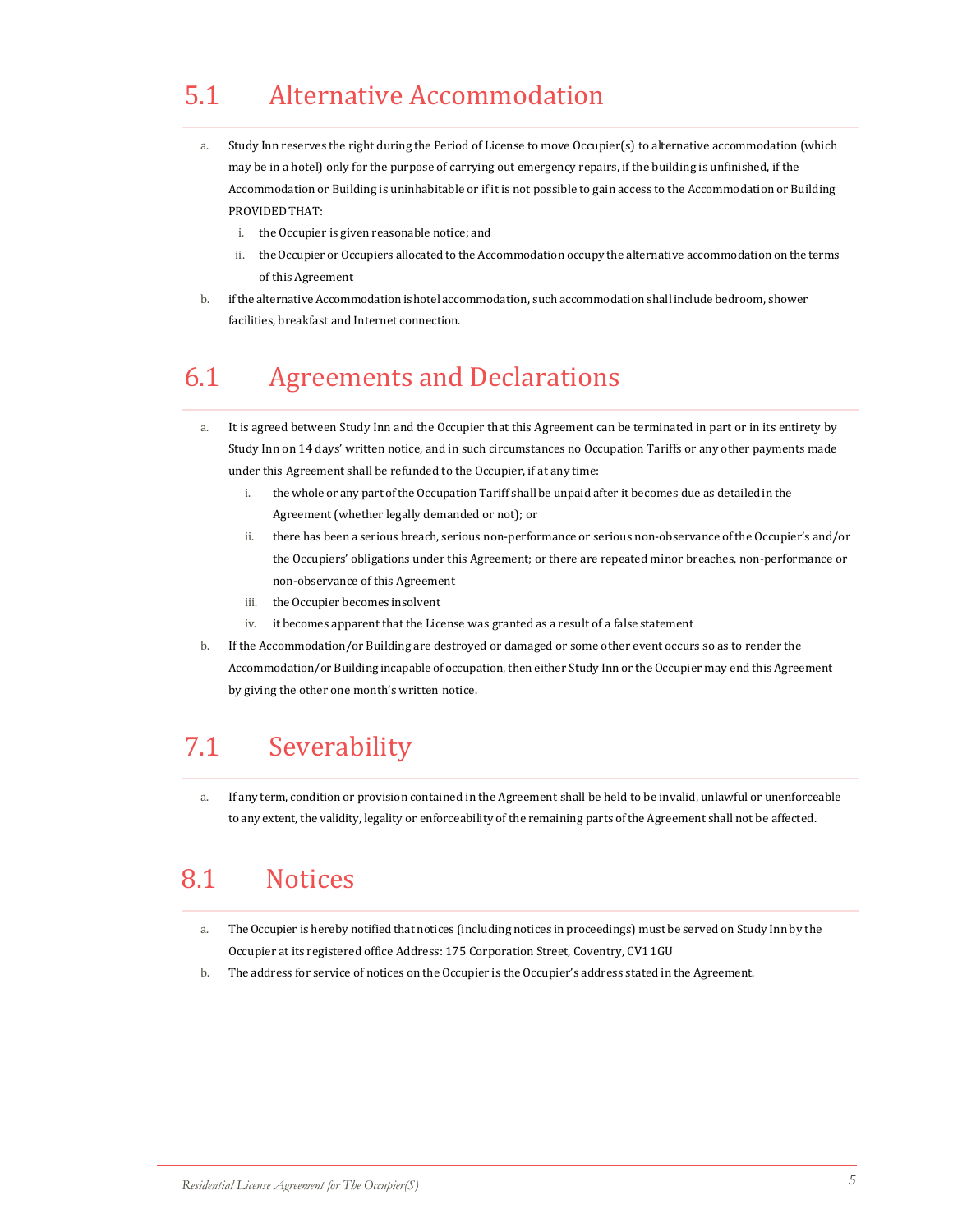## 5.1 Alternative Accommodation

a. Study Inn reserves the right during the Period of License to move Occupier(s) to alternative accommodation (which may be in a hotel) only for the purpose of carrying out emergency repairs, if the building is unfinished, if the Accommodation or Building is uninhabitable or if it is not possible to gain access to the Accommodation or Building PROVIDED THAT:

   i. the Occupier is given reasonable notice; and

   ii. the Occupier or Occupiers allocated to the Accommodation occupy the alternative accommodation on the terms of this Agreement

b. if the alternative Accommodation is hotel accommodation, such accommodation shall include bedroom, shower facilities, breakfast and Internet connection.

## 6.1 Agreements and Declarations

a. It is agreed between Study Inn and the Occupier that this Agreement can be terminated in part or in its entirety by Study Inn on 14 days' written notice, and in such circumstances no Occupation Tariffs or any other payments made under this Agreement shall be refunded to the Occupier, if at any time:

   i. the whole or any part of the Occupation Tariff shall be unpaid after it becomes due as detailed in the Agreement (whether legally demanded or not); or

   ii. there has been a serious breach, serious non-performance or serious non-observance of the Occupier's and/or the Occupiers' obligations under this Agreement; or there are repeated minor breaches, non-performance or non-observance of this Agreement

   iii. the Occupier becomes insolvent

   iv. it becomes apparent that the License was granted as a result of a false statement

b. If the Accommodation/or Building are destroyed or damaged or some other event occurs so as to render the Accommodation/or Building incapable of occupation, then either Study Inn or the Occupier may end this Agreement by giving the other one month's written notice.

## 7.1 Severability

a. If any term, condition or provision contained in the Agreement shall be held to be invalid, unlawful or unenforceable to any extent, the validity, legality or enforceability of the remaining parts of the Agreement shall not be affected.

## 8.1 Notices

a. The Occupier is hereby notified that notices (including notices in proceedings) must be served on Study Inn by the Occupier at its registered office Address: 175 Corporation Street, Coventry, CV1 1GU

b. The address for service of notices on the Occupier is the Occupier's address stated in the Agreement.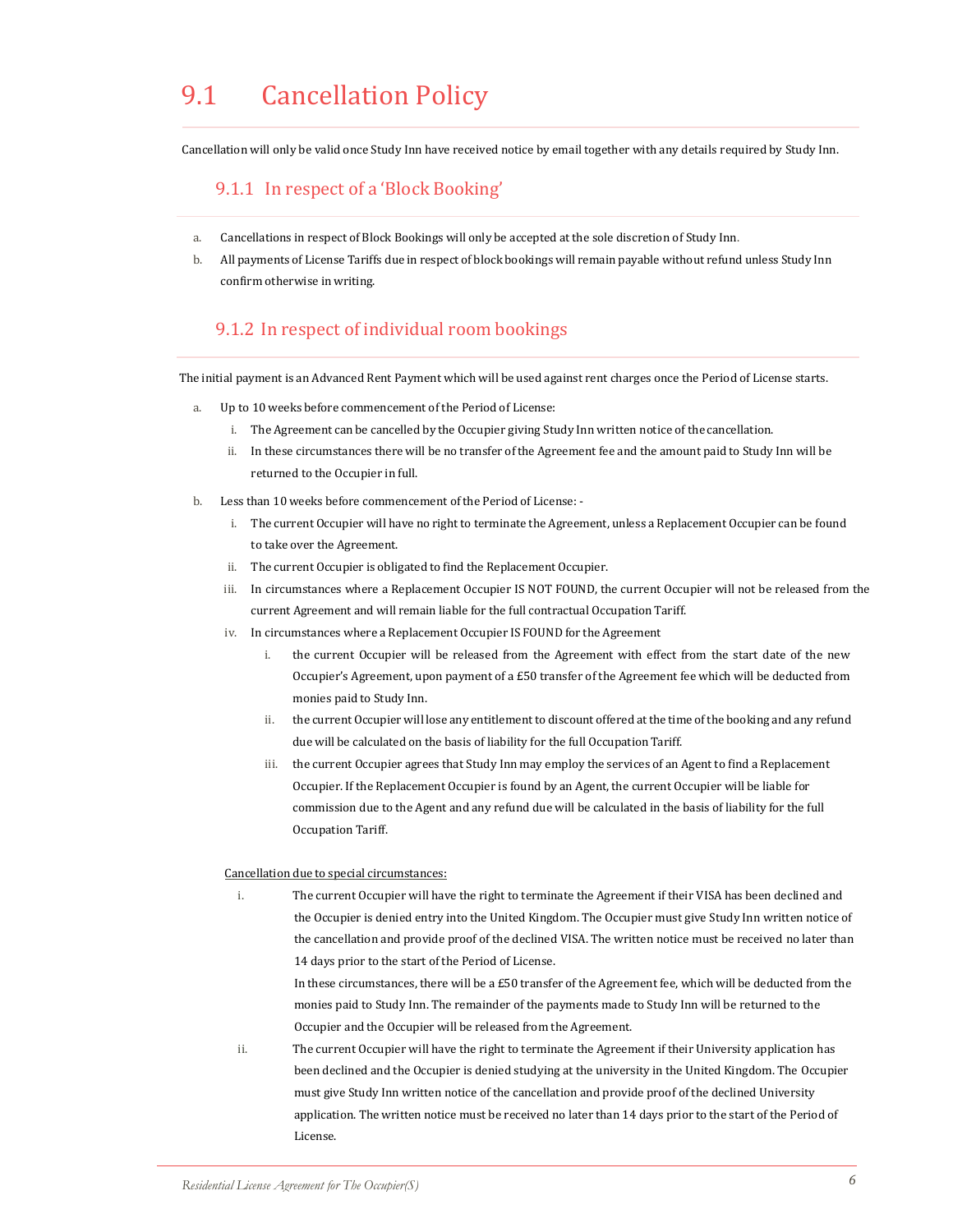# 9.1 Cancellation Policy

Cancellation will only be valid once Study Inn have received notice by email together with any details required by Study Inn.

## 9.1.1 In respect of a 'Block Booking'

a. Cancellations in respect of Block Bookings will only be accepted at the sole discretion of Study Inn.

b. All payments of License Tariffs due in respect of block bookings will remain payable without refund unless Study Inn confirm otherwise in writing.

## 9.1.2 In respect of individual room bookings

The initial payment is an Advanced Rent Payment which will be used against rent charges once the Period of License starts.

a. Up to 10 weeks before commencement of the Period of License:
   - i. The Agreement can be cancelled by the Occupier giving Study Inn written notice of the cancellation.
   - ii. In these circumstances there will be no transfer of the Agreement fee and the amount paid to Study Inn will be returned to the Occupier in full.

b. Less than 10 weeks before commencement of the Period of License: -
   - i. The current Occupier will have no right to terminate the Agreement, unless a Replacement Occupier can be found to take over the Agreement.
   - ii. The current Occupier is obligated to find the Replacement Occupier.
   - iii. In circumstances where a Replacement Occupier IS NOT FOUND, the current Occupier will not be released from the current Agreement and will remain liable for the full contractual Occupation Tariff.
   - iv. In circumstances where a Replacement Occupier IS FOUND for the Agreement
     - i. the current Occupier will be released from the Agreement with effect from the start date of the new Occupier's Agreement, upon payment of a £50 transfer of the Agreement fee which will be deducted from monies paid to Study Inn.
     - ii. the current Occupier will lose any entitlement to discount offered at the time of the booking and any refund due will be calculated on the basis of liability for the full Occupation Tariff.
     - iii. the current Occupier agrees that Study Inn may employ the services of an Agent to find a Replacement Occupier. If the Replacement Occupier is found by an Agent, the current Occupier will be liable for commission due to the Agent and any refund due will be calculated in the basis of liability for the full Occupation Tariff.

<u>Cancellation due to special circumstances:</u>

- i. The current Occupier will have the right to terminate the Agreement if their VISA has been declined and the Occupier is denied entry into the United Kingdom. The Occupier must give Study Inn written notice of the cancellation and provide proof of the declined VISA. The written notice must be received no later than 14 days prior to the start of the Period of License.

  In these circumstances, there will be a £50 transfer of the Agreement fee, which will be deducted from the monies paid to Study Inn. The remainder of the payments made to Study Inn will be returned to the Occupier and the Occupier will be released from the Agreement.
- ii. The current Occupier will have the right to terminate the Agreement if their University application has been declined and the Occupier is denied studying at the university in the United Kingdom. The Occupier must give Study Inn written notice of the cancellation and provide proof of the declined University application. The written notice must be received no later than 14 days prior to the start of the Period of License.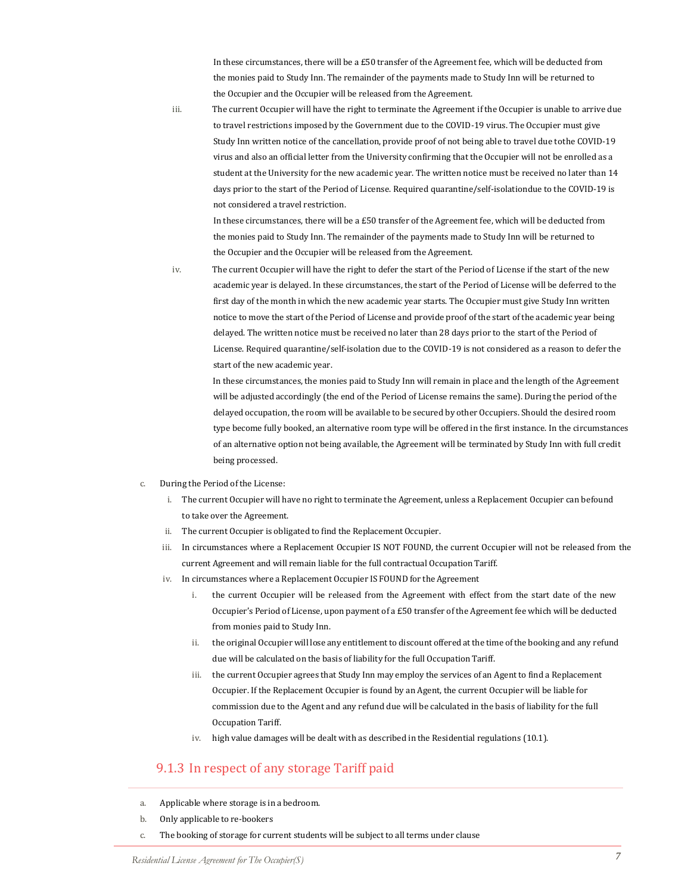In these circumstances, there will be a £50 transfer of the Agreement fee, which will be deducted from the monies paid to Study Inn. The remainder of the payments made to Study Inn will be returned to the Occupier and the Occupier will be released from the Agreement.

iii. The current Occupier will have the right to terminate the Agreement if the Occupier is unable to arrive due to travel restrictions imposed by the Government due to the COVID-19 virus. The Occupier must give Study Inn written notice of the cancellation, provide proof of not being able to travel due tothe COVID-19 virus and also an official letter from the University confirming that the Occupier will not be enrolled as a student at the University for the new academic year. The written notice must be received no later than 14 days prior to the start of the Period of License. Required quarantine/self-isolationdue to the COVID-19 is not considered a travel restriction.

   In these circumstances, there will be a £50 transfer of the Agreement fee, which will be deducted from the monies paid to Study Inn. The remainder of the payments made to Study Inn will be returned to the Occupier and the Occupier will be released from the Agreement.

iv. The current Occupier will have the right to defer the start of the Period of License if the start of the new academic year is delayed. In these circumstances, the start of the Period of License will be deferred to the first day of the month in which the new academic year starts. The Occupier must give Study Inn written notice to move the start of the Period of License and provide proof of the start of the academic year being delayed. The written notice must be received no later than 28 days prior to the start of the Period of License. Required quarantine/self-isolation due to the COVID-19 is not considered as a reason to defer the start of the new academic year.

   In these circumstances, the monies paid to Study Inn will remain in place and the length of the Agreement will be adjusted accordingly (the end of the Period of License remains the same). During the period of the delayed occupation, the room will be available to be secured by other Occupiers. Should the desired room type become fully booked, an alternative room type will be offered in the first instance. In the circumstances of an alternative option not being available, the Agreement will be terminated by Study Inn with full credit being processed.

c. During the Period of the License:
   i. The current Occupier will have no right to terminate the Agreement, unless a Replacement Occupier can befound to take over the Agreement.
   ii. The current Occupier is obligated to find the Replacement Occupier.
   iii. In circumstances where a Replacement Occupier IS NOT FOUND, the current Occupier will not be released from the current Agreement and will remain liable for the full contractual Occupation Tariff.
   iv. In circumstances where a Replacement Occupier IS FOUND for the Agreement
      i. the current Occupier will be released from the Agreement with effect from the start date of the new Occupier's Period of License, upon payment of a £50 transfer of the Agreement fee which will be deducted from monies paid to Study Inn.
      ii. the original Occupier will lose any entitlement to discount offered at the time of the booking and any refund due will be calculated on the basis of liability for the full Occupation Tariff.
      iii. the current Occupier agrees that Study Inn may employ the services of an Agent to find a Replacement Occupier. If the Replacement Occupier is found by an Agent, the current Occupier will be liable for commission due to the Agent and any refund due will be calculated in the basis of liability for the full Occupation Tariff.
      iv. high value damages will be dealt with as described in the Residential regulations (10.1).

### 9.1.3 In respect of any storage Tariff paid

a. Applicable where storage is in a bedroom.
b. Only applicable to re-bookers
c. The booking of storage for current students will be subject to all terms under clause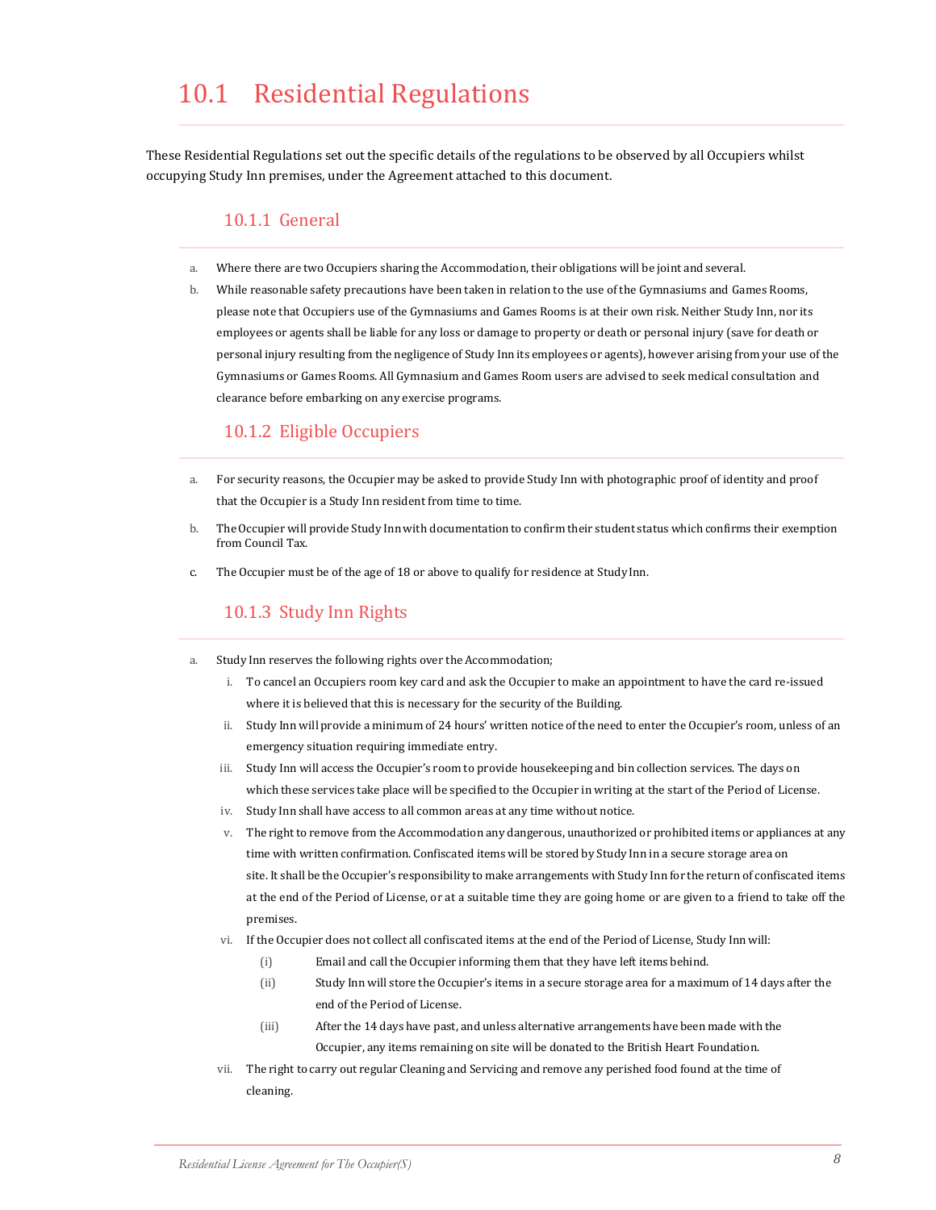# 10.1 Residential Regulations

These Residential Regulations set out the specific details of the regulations to be observed by all Occupiers whilst occupying Study Inn premises, under the Agreement attached to this document.

## 10.1.1 General

a. Where there are two Occupiers sharing the Accommodation, their obligations will be joint and several.

b. While reasonable safety precautions have been taken in relation to the use of the Gymnasiums and Games Rooms, please note that Occupiers use of the Gymnasiums and Games Rooms is at their own risk. Neither Study Inn, nor its employees or agents shall be liable for any loss or damage to property or death or personal injury (save for death or personal injury resulting from the negligence of Study Inn its employees or agents), however arising from your use of the Gymnasiums or Games Rooms. All Gymnasium and Games Room users are advised to seek medical consultation and clearance before embarking on any exercise programs.

## 10.1.2 Eligible Occupiers

a. For security reasons, the Occupier may be asked to provide Study Inn with photographic proof of identity and proof that the Occupier is a Study Inn resident from time to time.

b. The Occupier will provide Study Inn with documentation to confirm their student status which confirms their exemption from Council Tax.

c. The Occupier must be of the age of 18 or above to qualify for residence at Study Inn.

## 10.1.3 Study Inn Rights

a. Study Inn reserves the following rights over the Accommodation;

   i. To cancel an Occupiers room key card and ask the Occupier to make an appointment to have the card re-issued where it is believed that this is necessary for the security of the Building.

   ii. Study Inn will provide a minimum of 24 hours' written notice of the need to enter the Occupier's room, unless of an emergency situation requiring immediate entry.

   iii. Study Inn will access the Occupier's room to provide housekeeping and bin collection services. The days on which these services take place will be specified to the Occupier in writing at the start of the Period of License.

   iv. Study Inn shall have access to all common areas at any time without notice.

   v. The right to remove from the Accommodation any dangerous, unauthorized or prohibited items or appliances at any time with written confirmation. Confiscated items will be stored by Study Inn in a secure storage area on site. It shall be the Occupier's responsibility to make arrangements with Study Inn for the return of confiscated items at the end of the Period of License, or at a suitable time they are going home or are given to a friend to take off the premises.

   vi. If the Occupier does not collect all confiscated items at the end of the Period of License, Study Inn will:

      (i) Email and call the Occupier informing them that they have left items behind.

      (ii) Study Inn will store the Occupier's items in a secure storage area for a maximum of 14 days after the end of the Period of License.

      (iii) After the 14 days have past, and unless alternative arrangements have been made with the Occupier, any items remaining on site will be donated to the British Heart Foundation.

   vii. The right to carry out regular Cleaning and Servicing and remove any perished food found at the time of cleaning.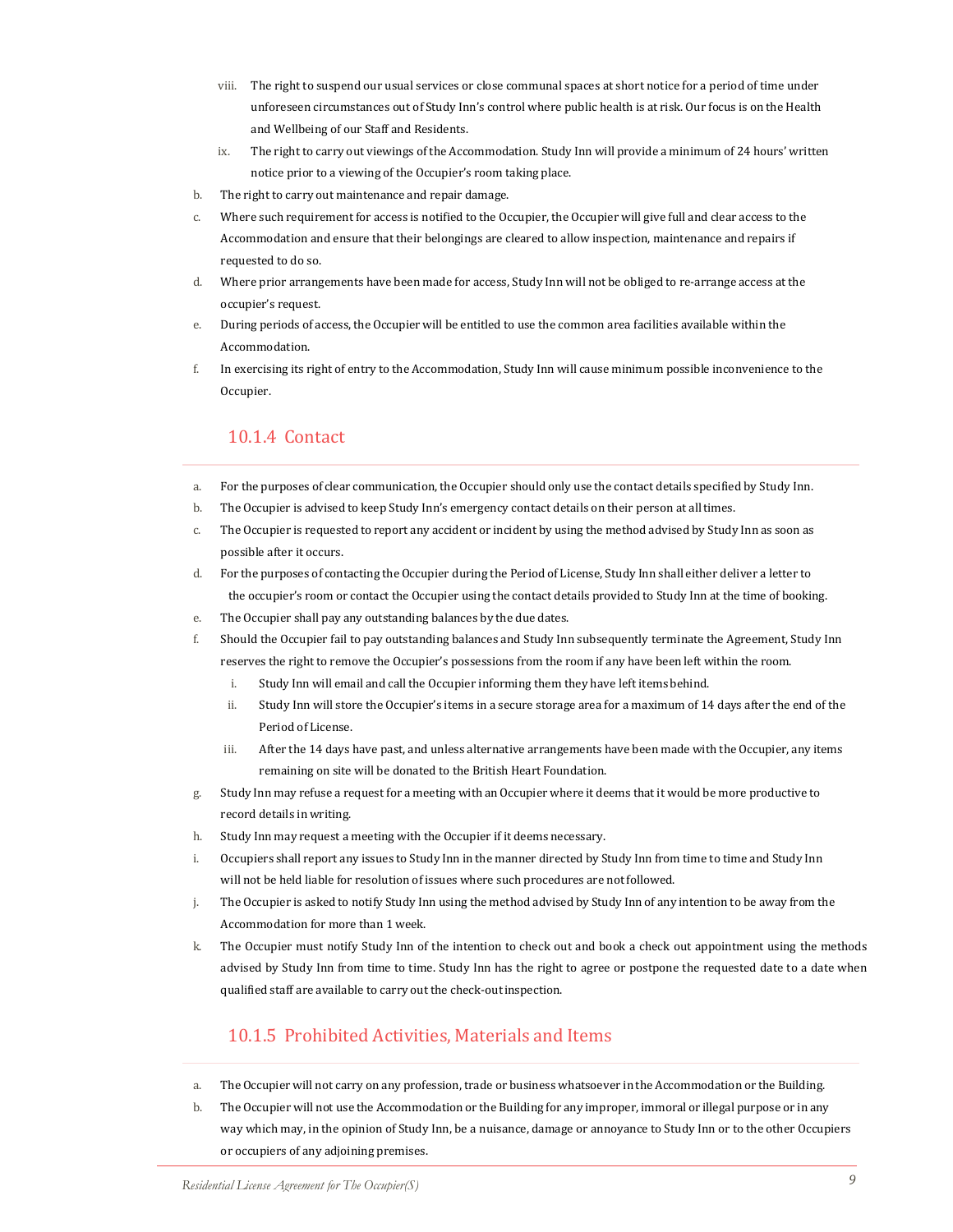viii. The right to suspend our usual services or close communal spaces at short notice for a period of time under unforeseen circumstances out of Study Inn's control where public health is at risk. Our focus is on the Health and Wellbeing of our Staff and Residents.

ix. The right to carry out viewings of the Accommodation. Study Inn will provide a minimum of 24 hours' written notice prior to a viewing of the Occupier's room taking place.

b. The right to carry out maintenance and repair damage.

c. Where such requirement for access is notified to the Occupier, the Occupier will give full and clear access to the Accommodation and ensure that their belongings are cleared to allow inspection, maintenance and repairs if requested to do so.

d. Where prior arrangements have been made for access, Study Inn will not be obliged to re-arrange access at the occupier's request.

e. During periods of access, the Occupier will be entitled to use the common area facilities available within the Accommodation.

f. In exercising its right of entry to the Accommodation, Study Inn will cause minimum possible inconvenience to the Occupier.

### 10.1.4 Contact

a. For the purposes of clear communication, the Occupier should only use the contact details specified by Study Inn.

b. The Occupier is advised to keep Study Inn's emergency contact details on their person at all times.

c. The Occupier is requested to report any accident or incident by using the method advised by Study Inn as soon as possible after it occurs.

d. For the purposes of contacting the Occupier during the Period of License, Study Inn shall either deliver a letter to the occupier's room or contact the Occupier using the contact details provided to Study Inn at the time of booking.

e. The Occupier shall pay any outstanding balances by the due dates.

f. Should the Occupier fail to pay outstanding balances and Study Inn subsequently terminate the Agreement, Study Inn reserves the right to remove the Occupier's possessions from the room if any have been left within the room.

   i. Study Inn will email and call the Occupier informing them they have left items behind.

   ii. Study Inn will store the Occupier's items in a secure storage area for a maximum of 14 days after the end of the Period of License.

   iii. After the 14 days have past, and unless alternative arrangements have been made with the Occupier, any items remaining on site will be donated to the British Heart Foundation.

g. Study Inn may refuse a request for a meeting with an Occupier where it deems that it would be more productive to record details in writing.

h. Study Inn may request a meeting with the Occupier if it deems necessary.

i. Occupiers shall report any issues to Study Inn in the manner directed by Study Inn from time to time and Study Inn will not be held liable for resolution of issues where such procedures are not followed.

j. The Occupier is asked to notify Study Inn using the method advised by Study Inn of any intention to be away from the Accommodation for more than 1 week.

k. The Occupier must notify Study Inn of the intention to check out and book a check out appointment using the methods advised by Study Inn from time to time. Study Inn has the right to agree or postpone the requested date to a date when qualified staff are available to carry out the check-out inspection.

### 10.1.5 Prohibited Activities, Materials and Items

a. The Occupier will not carry on any profession, trade or business whatsoever in the Accommodation or the Building.

b. The Occupier will not use the Accommodation or the Building for any improper, immoral or illegal purpose or in any way which may, in the opinion of Study Inn, be a nuisance, damage or annoyance to Study Inn or to the other Occupiers or occupiers of any adjoining premises.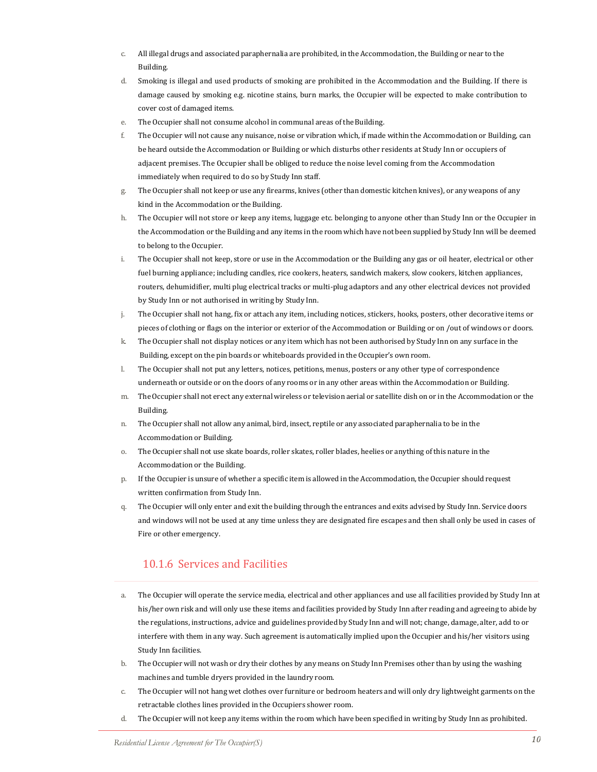c. All illegal drugs and associated paraphernalia are prohibited, in the Accommodation, the Building or near to the Building.

d. Smoking is illegal and used products of smoking are prohibited in the Accommodation and the Building. If there is damage caused by smoking e.g. nicotine stains, burn marks, the Occupier will be expected to make contribution to cover cost of damaged items.

e. The Occupier shall not consume alcohol in communal areas of the Building.

f. The Occupier will not cause any nuisance, noise or vibration which, if made within the Accommodation or Building, can be heard outside the Accommodation or Building or which disturbs other residents at Study Inn or occupiers of adjacent premises. The Occupier shall be obliged to reduce the noise level coming from the Accommodation immediately when required to do so by Study Inn staff.

g. The Occupier shall not keep or use any firearms, knives (other than domestic kitchen knives), or any weapons of any kind in the Accommodation or the Building.

h. The Occupier will not store or keep any items, luggage etc. belonging to anyone other than Study Inn or the Occupier in the Accommodation or the Building and any items in the room which have not been supplied by Study Inn will be deemed to belong to the Occupier.

i. The Occupier shall not keep, store or use in the Accommodation or the Building any gas or oil heater, electrical or other fuel burning appliance; including candles, rice cookers, heaters, sandwich makers, slow cookers, kitchen appliances, routers, dehumidifier, multi plug electrical tracks or multi-plug adaptors and any other electrical devices not provided by Study Inn or not authorised in writing by Study Inn.

j. The Occupier shall not hang, fix or attach any item, including notices, stickers, hooks, posters, other decorative items or pieces of clothing or flags on the interior or exterior of the Accommodation or Building or on /out of windows or doors.

k. The Occupier shall not display notices or any item which has not been authorised by Study Inn on any surface in the Building, except on the pin boards or whiteboards provided in the Occupier's own room.

l. The Occupier shall not put any letters, notices, petitions, menus, posters or any other type of correspondence underneath or outside or on the doors of any rooms or in any other areas within the Accommodation or Building.

m. The Occupier shall not erect any external wireless or television aerial or satellite dish on or in the Accommodation or the Building.

n. The Occupier shall not allow any animal, bird, insect, reptile or any associated paraphernalia to be in the Accommodation or Building.

o. The Occupier shall not use skate boards, roller skates, roller blades, heelies or anything of this nature in the Accommodation or the Building.

p. If the Occupier is unsure of whether a specific item is allowed in the Accommodation, the Occupier should request written confirmation from Study Inn.

q. The Occupier will only enter and exit the building through the entrances and exits advised by Study Inn. Service doors and windows will not be used at any time unless they are designated fire escapes and then shall only be used in cases of Fire or other emergency.

### 10.1.6 Services and Facilities

a. The Occupier will operate the service media, electrical and other appliances and use all facilities provided by Study Inn at his/her own risk and will only use these items and facilities provided by Study Inn after reading and agreeing to abide by the regulations, instructions, advice and guidelines provided by Study Inn and will not; change, damage, alter, add to or interfere with them in any way. Such agreement is automatically implied upon the Occupier and his/her visitors using Study Inn facilities.

b. The Occupier will not wash or dry their clothes by any means on Study Inn Premises other than by using the washing machines and tumble dryers provided in the laundry room.

c. The Occupier will not hang wet clothes over furniture or bedroom heaters and will only dry lightweight garments on the retractable clothes lines provided in the Occupiers shower room.

d. The Occupier will not keep any items within the room which have been specified in writing by Study Inn as prohibited.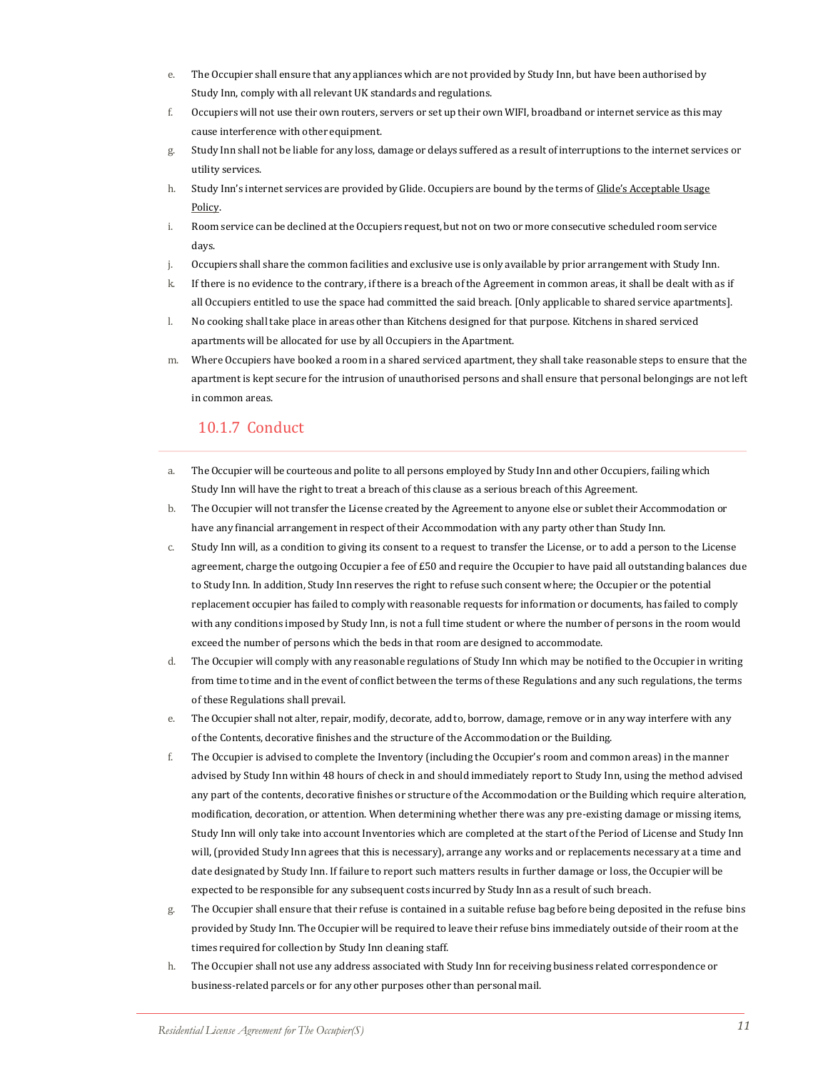e. The Occupier shall ensure that any appliances which are not provided by Study Inn, but have been authorised by Study Inn, comply with all relevant UK standards and regulations.
f. Occupiers will not use their own routers, servers or set up their own WIFI, broadband or internet service as this may cause interference with other equipment.
g. Study Inn shall not be liable for any loss, damage or delays suffered as a result of interruptions to the internet services or utility services.
h. Study Inn's internet services are provided by Glide. Occupiers are bound by the terms of Glide's Acceptable Usage Policy.
i. Room service can be declined at the Occupiers request, but not on two or more consecutive scheduled room service days.
j. Occupiers shall share the common facilities and exclusive use is only available by prior arrangement with Study Inn.
k. If there is no evidence to the contrary, if there is a breach of the Agreement in common areas, it shall be dealt with as if all Occupiers entitled to use the space had committed the said breach. [Only applicable to shared service apartments].
l. No cooking shall take place in areas other than Kitchens designed for that purpose. Kitchens in shared serviced apartments will be allocated for use by all Occupiers in the Apartment.
m. Where Occupiers have booked a room in a shared serviced apartment, they shall take reasonable steps to ensure that the apartment is kept secure for the intrusion of unauthorised persons and shall ensure that personal belongings are not left in common areas.

### 10.1.7 Conduct

a. The Occupier will be courteous and polite to all persons employed by Study Inn and other Occupiers, failing which Study Inn will have the right to treat a breach of this clause as a serious breach of this Agreement.
b. The Occupier will not transfer the License created by the Agreement to anyone else or sublet their Accommodation or have any financial arrangement in respect of their Accommodation with any party other than Study Inn.
c. Study Inn will, as a condition to giving its consent to a request to transfer the License, or to add a person to the License agreement, charge the outgoing Occupier a fee of £50 and require the Occupier to have paid all outstanding balances due to Study Inn. In addition, Study Inn reserves the right to refuse such consent where; the Occupier or the potential replacement occupier has failed to comply with reasonable requests for information or documents, has failed to comply with any conditions imposed by Study Inn, is not a full time student or where the number of persons in the room would exceed the number of persons which the beds in that room are designed to accommodate.
d. The Occupier will comply with any reasonable regulations of Study Inn which may be notified to the Occupier in writing from time to time and in the event of conflict between the terms of these Regulations and any such regulations, the terms of these Regulations shall prevail.
e. The Occupier shall not alter, repair, modify, decorate, add to, borrow, damage, remove or in any way interfere with any of the Contents, decorative finishes and the structure of the Accommodation or the Building.
f. The Occupier is advised to complete the Inventory (including the Occupier's room and common areas) in the manner advised by Study Inn within 48 hours of check in and should immediately report to Study Inn, using the method advised any part of the contents, decorative finishes or structure of the Accommodation or the Building which require alteration, modification, decoration, or attention. When determining whether there was any pre-existing damage or missing items, Study Inn will only take into account Inventories which are completed at the start of the Period of License and Study Inn will, (provided Study Inn agrees that this is necessary), arrange any works and or replacements necessary at a time and date designated by Study Inn. If failure to report such matters results in further damage or loss, the Occupier will be expected to be responsible for any subsequent costs incurred by Study Inn as a result of such breach.
g. The Occupier shall ensure that their refuse is contained in a suitable refuse bag before being deposited in the refuse bins provided by Study Inn. The Occupier will be required to leave their refuse bins immediately outside of their room at the times required for collection by Study Inn cleaning staff.
h. The Occupier shall not use any address associated with Study Inn for receiving business related correspondence or business-related parcels or for any other purposes other than personal mail.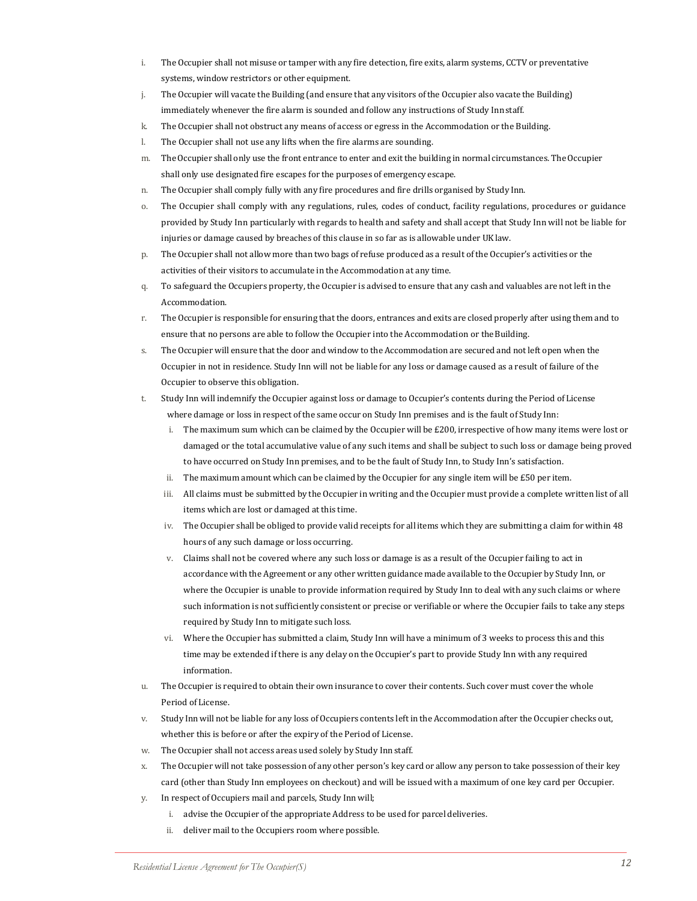i. The Occupier shall not misuse or tamper with any fire detection, fire exits, alarm systems, CCTV or preventative systems, window restrictors or other equipment.

j. The Occupier will vacate the Building (and ensure that any visitors of the Occupier also vacate the Building) immediately whenever the fire alarm is sounded and follow any instructions of Study Inn staff.

k. The Occupier shall not obstruct any means of access or egress in the Accommodation or the Building.

l. The Occupier shall not use any lifts when the fire alarms are sounding.

m. The Occupier shall only use the front entrance to enter and exit the building in normal circumstances. The Occupier shall only use designated fire escapes for the purposes of emergency escape.

n. The Occupier shall comply fully with any fire procedures and fire drills organised by Study Inn.

o. The Occupier shall comply with any regulations, rules, codes of conduct, facility regulations, procedures or guidance provided by Study Inn particularly with regards to health and safety and shall accept that Study Inn will not be liable for injuries or damage caused by breaches of this clause in so far as is allowable under UK law.

p. The Occupier shall not allow more than two bags of refuse produced as a result of the Occupier's activities or the activities of their visitors to accumulate in the Accommodation at any time.

q. To safeguard the Occupiers property, the Occupier is advised to ensure that any cash and valuables are not left in the Accommodation.

r. The Occupier is responsible for ensuring that the doors, entrances and exits are closed properly after using them and to ensure that no persons are able to follow the Occupier into the Accommodation or the Building.

s. The Occupier will ensure that the door and window to the Accommodation are secured and not left open when the Occupier in not in residence. Study Inn will not be liable for any loss or damage caused as a result of failure of the Occupier to observe this obligation.

t. Study Inn will indemnify the Occupier against loss or damage to Occupier's contents during the Period of License where damage or loss in respect of the same occur on Study Inn premises and is the fault of Study Inn:

   i. The maximum sum which can be claimed by the Occupier will be £200, irrespective of how many items were lost or damaged or the total accumulative value of any such items and shall be subject to such loss or damage being proved to have occurred on Study Inn premises, and to be the fault of Study Inn, to Study Inn's satisfaction.

   ii. The maximum amount which can be claimed by the Occupier for any single item will be £50 per item.

   iii. All claims must be submitted by the Occupier in writing and the Occupier must provide a complete written list of all items which are lost or damaged at this time.

   iv. The Occupier shall be obliged to provide valid receipts for all items which they are submitting a claim for within 48 hours of any such damage or loss occurring.

   v. Claims shall not be covered where any such loss or damage is as a result of the Occupier failing to act in accordance with the Agreement or any other written guidance made available to the Occupier by Study Inn, or where the Occupier is unable to provide information required by Study Inn to deal with any such claims or where such information is not sufficiently consistent or precise or verifiable or where the Occupier fails to take any steps required by Study Inn to mitigate such loss.

   vi. Where the Occupier has submitted a claim, Study Inn will have a minimum of 3 weeks to process this and this time may be extended if there is any delay on the Occupier's part to provide Study Inn with any required information.

u. The Occupier is required to obtain their own insurance to cover their contents. Such cover must cover the whole Period of License.

v. Study Inn will not be liable for any loss of Occupiers contents left in the Accommodation after the Occupier checks out, whether this is before or after the expiry of the Period of License.

w. The Occupier shall not access areas used solely by Study Inn staff.

x. The Occupier will not take possession of any other person's key card or allow any person to take possession of their key card (other than Study Inn employees on checkout) and will be issued with a maximum of one key card per Occupier.

y. In respect of Occupiers mail and parcels, Study Inn will;

   i. advise the Occupier of the appropriate Address to be used for parcel deliveries.

   ii. deliver mail to the Occupiers room where possible.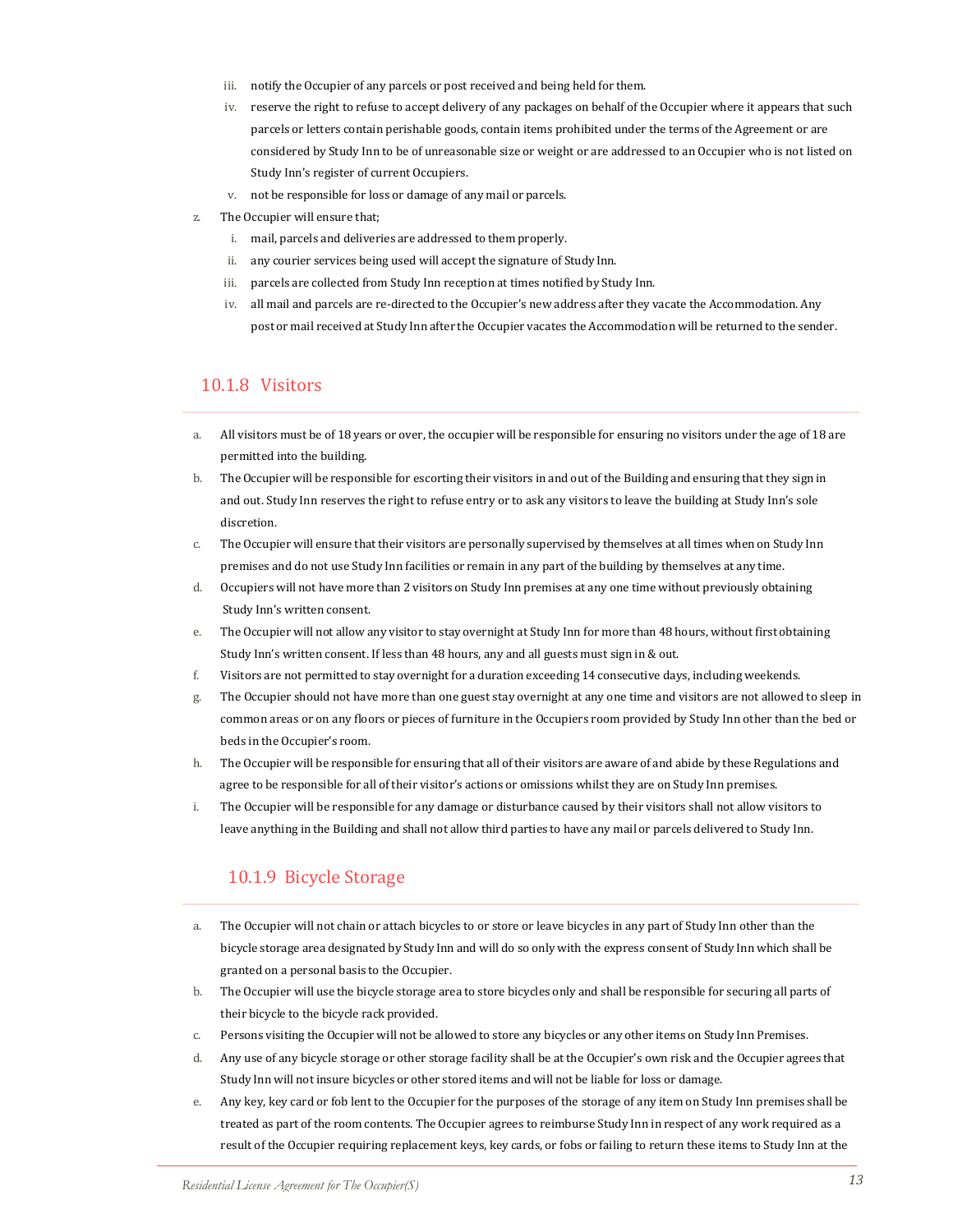iii. notify the Occupier of any parcels or post received and being held for them.
   iv. reserve the right to refuse to accept delivery of any packages on behalf of the Occupier where it appears that such parcels or letters contain perishable goods, contain items prohibited under the terms of the Agreement or are considered by Study Inn to be of unreasonable size or weight or are addressed to an Occupier who is not listed on Study Inn's register of current Occupiers.
   v. not be responsible for loss or damage of any mail or parcels.

z. The Occupier will ensure that;
   i. mail, parcels and deliveries are addressed to them properly.
   ii. any courier services being used will accept the signature of Study Inn.
   iii. parcels are collected from Study Inn reception at times notified by Study Inn.
   iv. all mail and parcels are re-directed to the Occupier's new address after they vacate the Accommodation. Any post or mail received at Study Inn after the Occupier vacates the Accommodation will be returned to the sender.

### 10.1.8 Visitors

a. All visitors must be of 18 years or over, the occupier will be responsible for ensuring no visitors under the age of 18 are permitted into the building.
b. The Occupier will be responsible for escorting their visitors in and out of the Building and ensuring that they sign in and out. Study Inn reserves the right to refuse entry or to ask any visitors to leave the building at Study Inn's sole discretion.
c. The Occupier will ensure that their visitors are personally supervised by themselves at all times when on Study Inn premises and do not use Study Inn facilities or remain in any part of the building by themselves at any time.
d. Occupiers will not have more than 2 visitors on Study Inn premises at any one time without previously obtaining Study Inn's written consent.
e. The Occupier will not allow any visitor to stay overnight at Study Inn for more than 48 hours, without first obtaining Study Inn's written consent. If less than 48 hours, any and all guests must sign in & out.
f. Visitors are not permitted to stay overnight for a duration exceeding 14 consecutive days, including weekends.
g. The Occupier should not have more than one guest stay overnight at any one time and visitors are not allowed to sleep in common areas or on any floors or pieces of furniture in the Occupiers room provided by Study Inn other than the bed or beds in the Occupier's room.
h. The Occupier will be responsible for ensuring that all of their visitors are aware of and abide by these Regulations and agree to be responsible for all of their visitor's actions or omissions whilst they are on Study Inn premises.
i. The Occupier will be responsible for any damage or disturbance caused by their visitors shall not allow visitors to leave anything in the Building and shall not allow third parties to have any mail or parcels delivered to Study Inn.

### 10.1.9 Bicycle Storage

a. The Occupier will not chain or attach bicycles to or store or leave bicycles in any part of Study Inn other than the bicycle storage area designated by Study Inn and will do so only with the express consent of Study Inn which shall be granted on a personal basis to the Occupier.
b. The Occupier will use the bicycle storage area to store bicycles only and shall be responsible for securing all parts of their bicycle to the bicycle rack provided.
c. Persons visiting the Occupier will not be allowed to store any bicycles or any other items on Study Inn Premises.
d. Any use of any bicycle storage or other storage facility shall be at the Occupier's own risk and the Occupier agrees that Study Inn will not insure bicycles or other stored items and will not be liable for loss or damage.
e. Any key, key card or fob lent to the Occupier for the purposes of the storage of any item on Study Inn premises shall be treated as part of the room contents. The Occupier agrees to reimburse Study Inn in respect of any work required as a result of the Occupier requiring replacement keys, key cards, or fobs or failing to return these items to Study Inn at the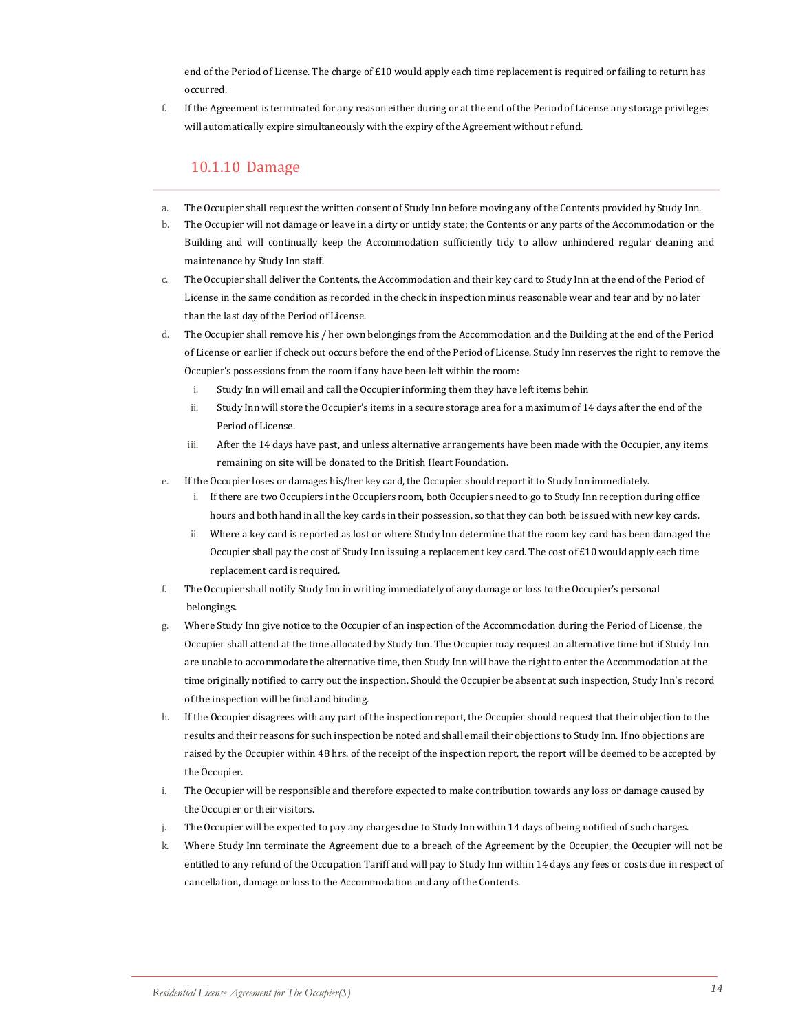end of the Period of License. The charge of £10 would apply each time replacement is required or failing to return has occurred.

f. If the Agreement is terminated for any reason either during or at the end of the Period of License any storage privileges will automatically expire simultaneously with the expiry of the Agreement without refund.

### 10.1.10 Damage

a. The Occupier shall request the written consent of Study Inn before moving any of the Contents provided by Study Inn.

b. The Occupier will not damage or leave in a dirty or untidy state; the Contents or any parts of the Accommodation or the Building and will continually keep the Accommodation sufficiently tidy to allow unhindered regular cleaning and maintenance by Study Inn staff.

c. The Occupier shall deliver the Contents, the Accommodation and their key card to Study Inn at the end of the Period of License in the same condition as recorded in the check in inspection minus reasonable wear and tear and by no later than the last day of the Period of License.

d. The Occupier shall remove his / her own belongings from the Accommodation and the Building at the end of the Period of License or earlier if check out occurs before the end of the Period of License. Study Inn reserves the right to remove the Occupier's possessions from the room if any have been left within the room:

   i. Study Inn will email and call the Occupier informing them they have left items behin

   ii. Study Inn will store the Occupier's items in a secure storage area for a maximum of 14 days after the end of the Period of License.

   iii. After the 14 days have past, and unless alternative arrangements have been made with the Occupier, any items remaining on site will be donated to the British Heart Foundation.

e. If the Occupier loses or damages his/her key card, the Occupier should report it to Study Inn immediately.

   i. If there are two Occupiers in the Occupiers room, both Occupiers need to go to Study Inn reception during office hours and both hand in all the key cards in their possession, so that they can both be issued with new key cards.

   ii. Where a key card is reported as lost or where Study Inn determine that the room key card has been damaged the Occupier shall pay the cost of Study Inn issuing a replacement key card. The cost of £10 would apply each time replacement card is required.

f. The Occupier shall notify Study Inn in writing immediately of any damage or loss to the Occupier's personal belongings.

g. Where Study Inn give notice to the Occupier of an inspection of the Accommodation during the Period of License, the Occupier shall attend at the time allocated by Study Inn. The Occupier may request an alternative time but if Study Inn are unable to accommodate the alternative time, then Study Inn will have the right to enter the Accommodation at the time originally notified to carry out the inspection. Should the Occupier be absent at such inspection, Study Inn's record of the inspection will be final and binding.

h. If the Occupier disagrees with any part of the inspection report, the Occupier should request that their objection to the results and their reasons for such inspection be noted and shall email their objections to Study Inn. If no objections are raised by the Occupier within 48 hrs. of the receipt of the inspection report, the report will be deemed to be accepted by the Occupier.

i. The Occupier will be responsible and therefore expected to make contribution towards any loss or damage caused by the Occupier or their visitors.

j. The Occupier will be expected to pay any charges due to Study Inn within 14 days of being notified of such charges.

k. Where Study Inn terminate the Agreement due to a breach of the Agreement by the Occupier, the Occupier will not be entitled to any refund of the Occupation Tariff and will pay to Study Inn within 14 days any fees or costs due in respect of cancellation, damage or loss to the Accommodation and any of the Contents.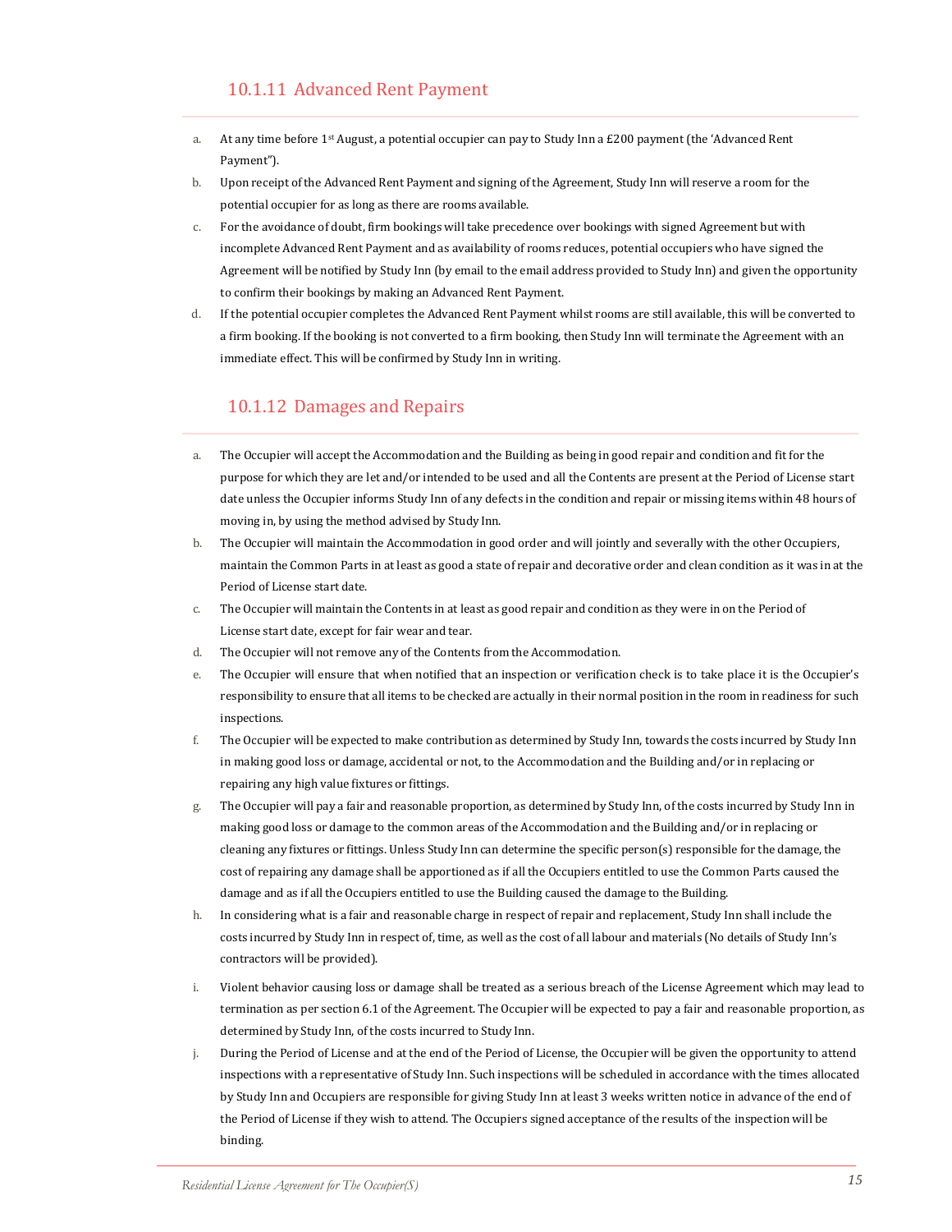## 10.1.11 Advanced Rent Payment

a. At any time before 1st August, a potential occupier can pay to Study Inn a £200 payment (the 'Advanced Rent Payment").

b. Upon receipt of the Advanced Rent Payment and signing of the Agreement, Study Inn will reserve a room for the potential occupier for as long as there are rooms available.

c. For the avoidance of doubt, firm bookings will take precedence over bookings with signed Agreement but with incomplete Advanced Rent Payment and as availability of rooms reduces, potential occupiers who have signed the Agreement will be notified by Study Inn (by email to the email address provided to Study Inn) and given the opportunity to confirm their bookings by making an Advanced Rent Payment.

d. If the potential occupier completes the Advanced Rent Payment whilst rooms are still available, this will be converted to a firm booking. If the booking is not converted to a firm booking, then Study Inn will terminate the Agreement with an immediate effect. This will be confirmed by Study Inn in writing.

## 10.1.12 Damages and Repairs

a. The Occupier will accept the Accommodation and the Building as being in good repair and condition and fit for the purpose for which they are let and/or intended to be used and all the Contents are present at the Period of License start date unless the Occupier informs Study Inn of any defects in the condition and repair or missing items within 48 hours of moving in, by using the method advised by Study Inn.

b. The Occupier will maintain the Accommodation in good order and will jointly and severally with the other Occupiers, maintain the Common Parts in at least as good a state of repair and decorative order and clean condition as it was in at the Period of License start date.

c. The Occupier will maintain the Contents in at least as good repair and condition as they were in on the Period of License start date, except for fair wear and tear.

d. The Occupier will not remove any of the Contents from the Accommodation.

e. The Occupier will ensure that when notified that an inspection or verification check is to take place it is the Occupier's responsibility to ensure that all items to be checked are actually in their normal position in the room in readiness for such inspections.

f. The Occupier will be expected to make contribution as determined by Study Inn, towards the costs incurred by Study Inn in making good loss or damage, accidental or not, to the Accommodation and the Building and/or in replacing or repairing any high value fixtures or fittings.

g. The Occupier will pay a fair and reasonable proportion, as determined by Study Inn, of the costs incurred by Study Inn in making good loss or damage to the common areas of the Accommodation and the Building and/or in replacing or cleaning any fixtures or fittings. Unless Study Inn can determine the specific person(s) responsible for the damage, the cost of repairing any damage shall be apportioned as if all the Occupiers entitled to use the Common Parts caused the damage and as if all the Occupiers entitled to use the Building caused the damage to the Building.

h. In considering what is a fair and reasonable charge in respect of repair and replacement, Study Inn shall include the costs incurred by Study Inn in respect of, time, as well as the cost of all labour and materials (No details of Study Inn's contractors will be provided).

i. Violent behavior causing loss or damage shall be treated as a serious breach of the License Agreement which may lead to termination as per section 6.1 of the Agreement. The Occupier will be expected to pay a fair and reasonable proportion, as determined by Study Inn, of the costs incurred to Study Inn.

j. During the Period of License and at the end of the Period of License, the Occupier will be given the opportunity to attend inspections with a representative of Study Inn. Such inspections will be scheduled in accordance with the times allocated by Study Inn and Occupiers are responsible for giving Study Inn at least 3 weeks written notice in advance of the end of the Period of License if they wish to attend. The Occupiers signed acceptance of the results of the inspection will be binding.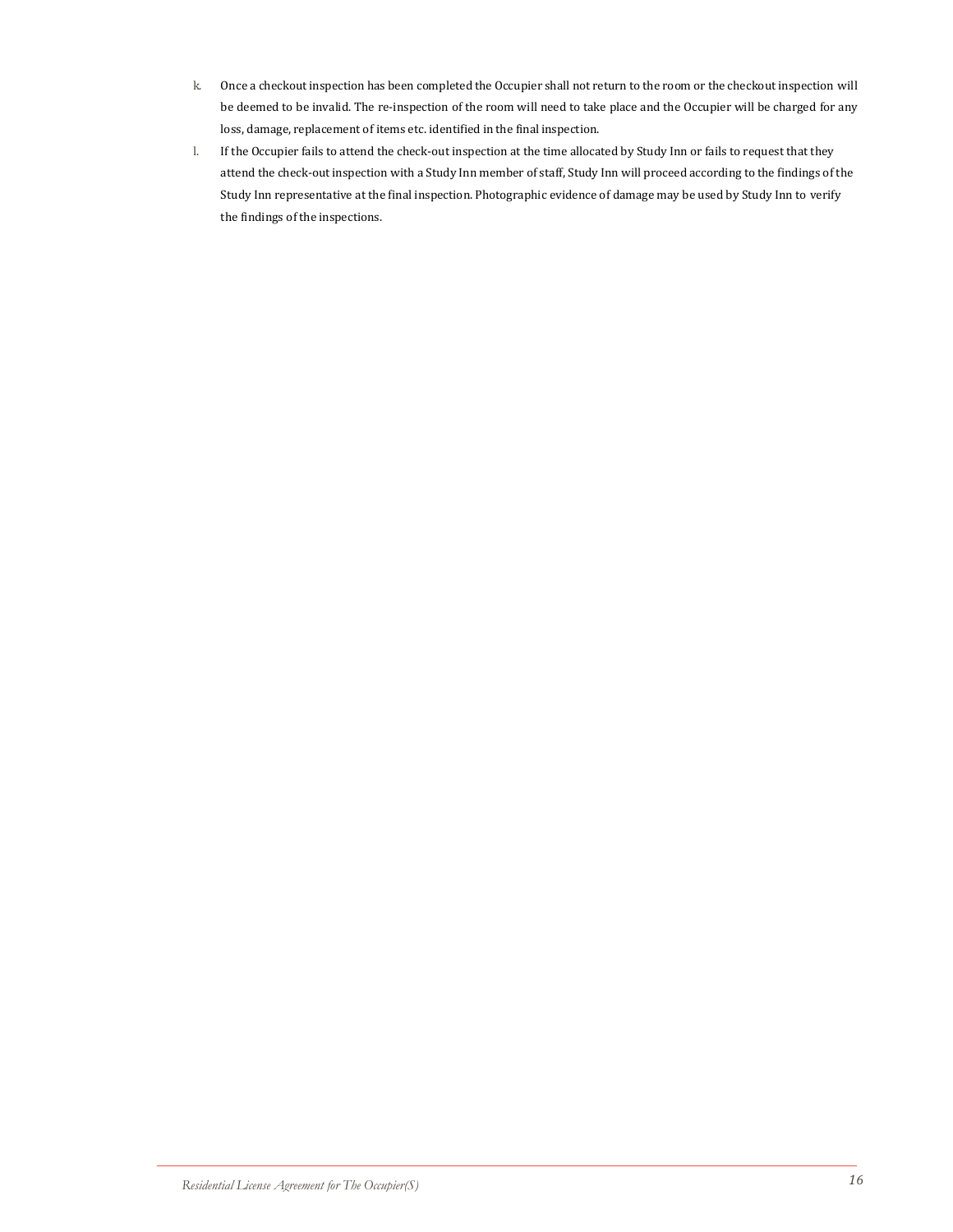k. Once a checkout inspection has been completed the Occupier shall not return to the room or the checkout inspection will be deemed to be invalid. The re-inspection of the room will need to take place and the Occupier will be charged for any loss, damage, replacement of items etc. identified in the final inspection.

l. If the Occupier fails to attend the check-out inspection at the time allocated by Study Inn or fails to request that they attend the check-out inspection with a Study Inn member of staff, Study Inn will proceed according to the findings of the Study Inn representative at the final inspection. Photographic evidence of damage may be used by Study Inn to verify the findings of the inspections.